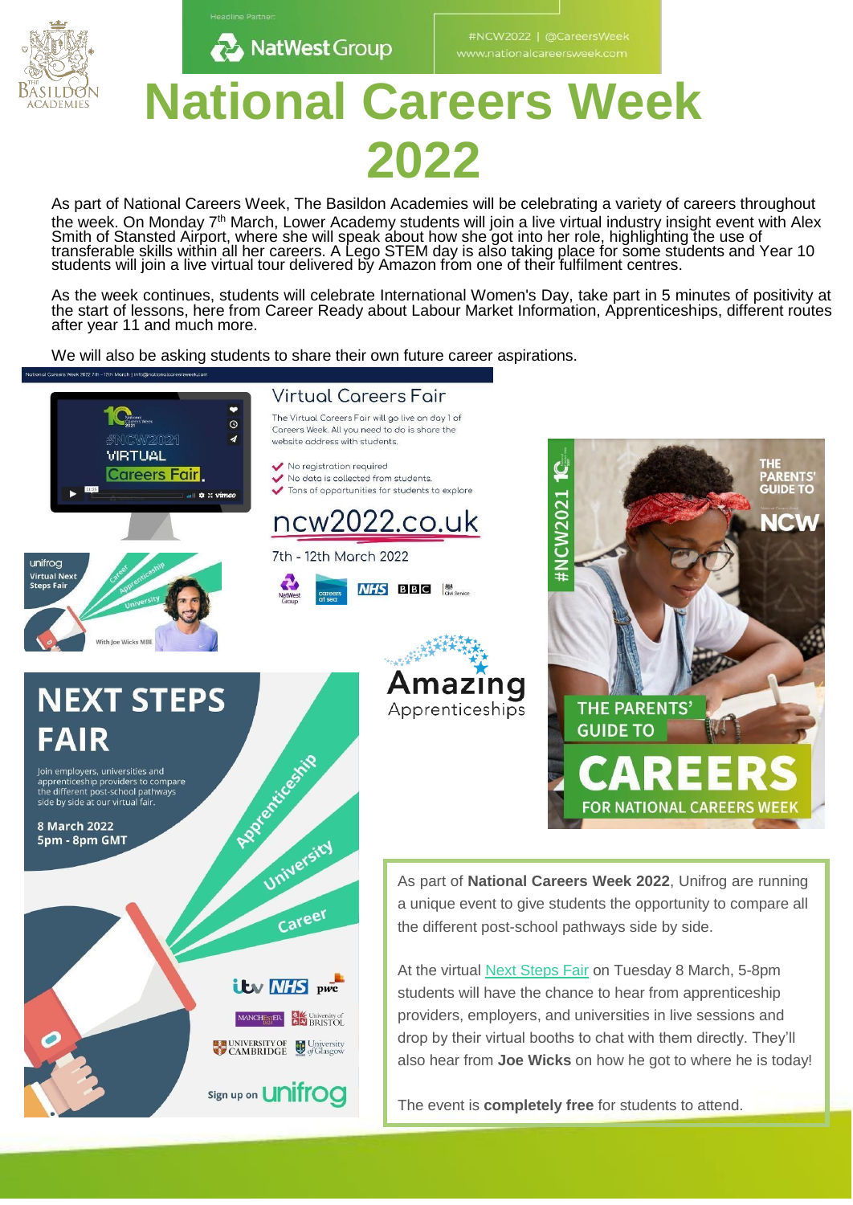Headline Partner: NatWest Group

#NCW2022 | @CareersWeek
www.nationalcareersweek.com

# National Careers Week 2022

As part of National Careers Week, The Basildon Academies will be celebrating a variety of careers throughout the week. On Monday 7th March, Lower Academy students will join a live virtual industry insight event with Alex Smith of Stansted Airport, where she will speak about how she got into her role, highlighting the use of transferable skills within all her careers. A Lego STEM day is also taking place for some students and Year 10 students will join a live virtual tour delivered by Amazon from one of their fulfilment centres.

As the week continues, students will celebrate International Women's Day, take part in 5 minutes of positivity at the start of lessons, here from Career Ready about Labour Market Information, Apprenticeships, different routes after year 11 and much more.

We will also be asking students to share their own future career aspirations.

## Virtual Careers Fair

The Virtual Careers Fair will go live on day 1 of Careers Week. All you need to do is share the website address with students.

- No registration required
- No data is collected from students.
- Tons of opportunities for students to explore

ncw2022.co.uk

7th - 12th March 2022

## NEXT STEPS FAIR

Join employers, universities and apprenticeship providers to compare the different post-school pathways side by side at our virtual fair.

8 March 2022
5pm - 8pm GMT

Sign up on unifrog

As part of **National Careers Week 2022**, Unifrog are running a unique event to give students the opportunity to compare all the different post-school pathways side by side.

At the virtual Next Steps Fair on Tuesday 8 March, 5-8pm students will have the chance to hear from apprenticeship providers, employers, and universities in live sessions and drop by their virtual booths to chat with them directly. They'll also hear from **Joe Wicks** on how he got to where he is today!

The event is **completely free** for students to attend.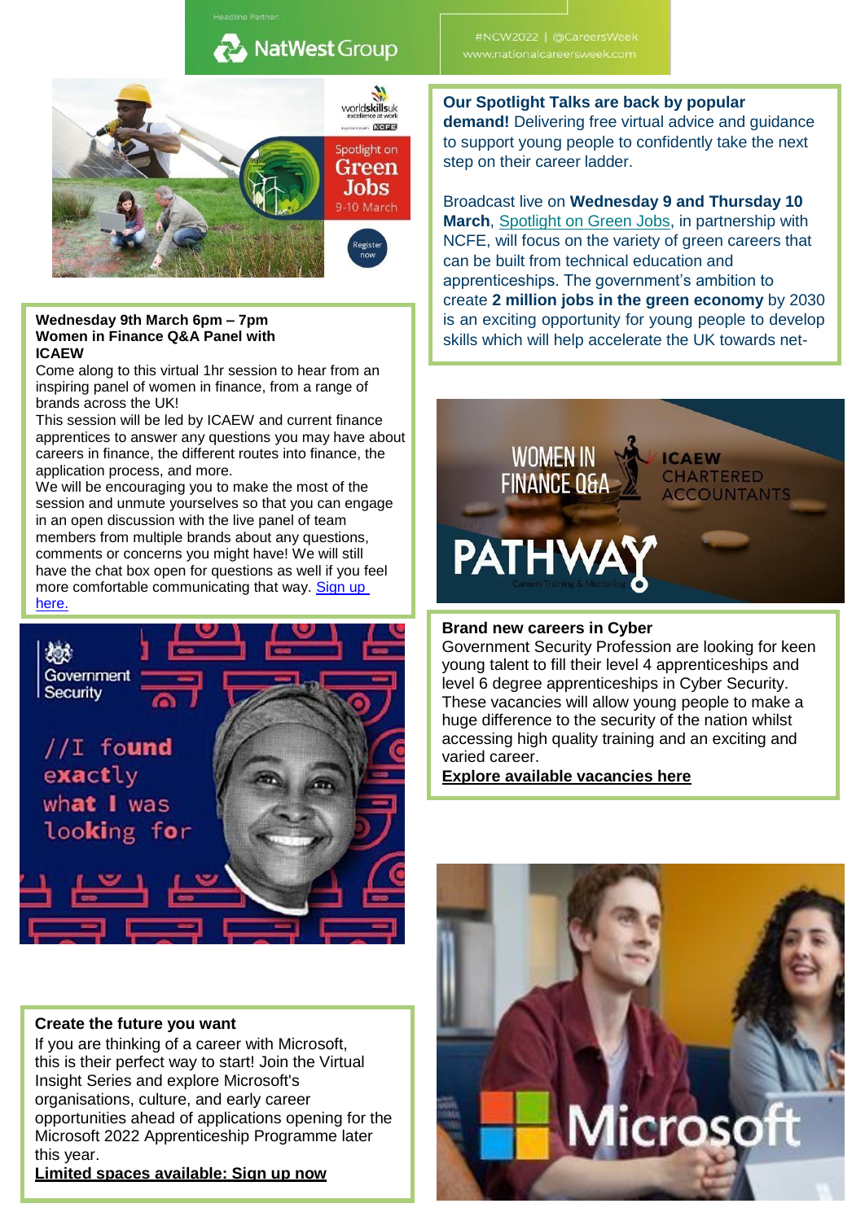Headline Partner: NatWest Group

#NCW2022 | @CareersWeek
www.nationalcareersweek.com

**Our Spotlight Talks are back by popular demand!** Delivering free virtual advice and guidance to support young people to confidently take the next step on their career ladder.

Broadcast live on **Wednesday 9 and Thursday 10 March**, [Spotlight on Green Jobs](), in partnership with NCFE, will focus on the variety of green careers that can be built from technical education and apprenticeships. The government's ambition to create **2 million jobs in the green economy** by 2030 is an exciting opportunity for young people to develop skills which will help accelerate the UK towards net-

**Wednesday 9th March 6pm – 7pm**
**Women in Finance Q&A Panel with ICAEW**

Come along to this virtual 1hr session to hear from an inspiring panel of women in finance, from a range of brands across the UK!

This session will be led by ICAEW and current finance apprentices to answer any questions you may have about careers in finance, the different routes into finance, the application process, and more.

We will be encouraging you to make the most of the session and unmute yourselves so that you can engage in an open discussion with the live panel of team members from multiple brands about any questions, comments or concerns you might have! We will still have the chat box open for questions as well if you feel more comfortable communicating that way. [Sign up here.]()

**Brand new careers in Cyber**

Government Security Profession are looking for keen young talent to fill their level 4 apprenticeships and level 6 degree apprenticeships in Cyber Security. These vacancies will allow young people to make a huge difference to the security of the nation whilst accessing high quality training and an exciting and varied career.

**[Explore available vacancies here]()**

**Create the future you want**

If you are thinking of a career with Microsoft, this is their perfect way to start! Join the Virtual Insight Series and explore Microsoft's organisations, culture, and early career opportunities ahead of applications opening for the Microsoft 2022 Apprenticeship Programme later this year.

**[Limited spaces available: Sign up now]()**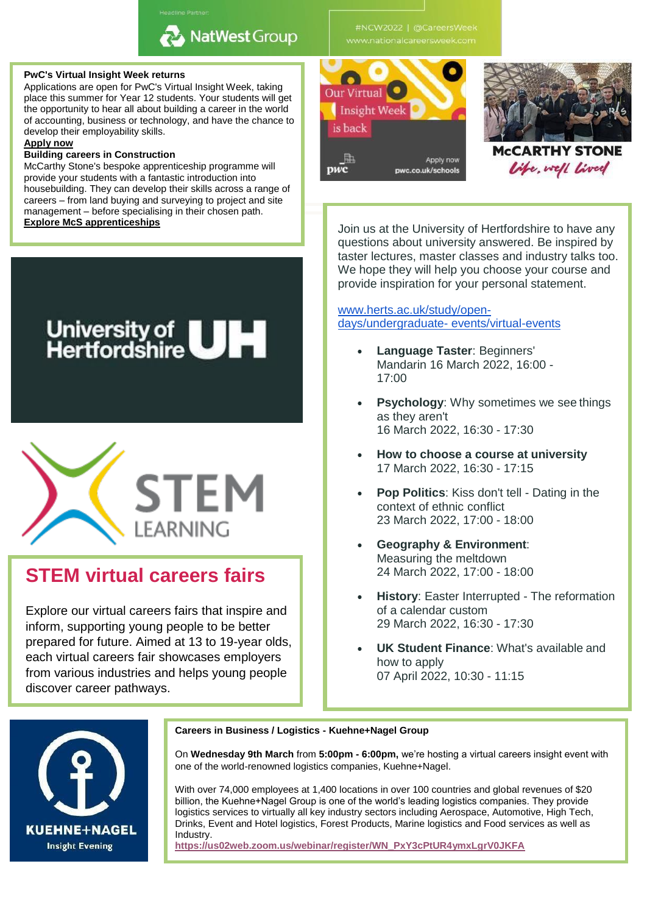Headline Partner: NatWest Group

#NCW2022 | @CareersWeek
www.nationalcareersweek.com

**PwC's Virtual Insight Week returns**

Applications are open for PwC's Virtual Insight Week, taking place this summer for Year 12 students. Your students will get the opportunity to hear all about building a career in the world of accounting, business or technology, and have the chance to develop their employability skills.

**Apply now**

**Building careers in Construction**

McCarthy Stone's bespoke apprenticeship programme will provide your students with a fantastic introduction into housebuilding. They can develop their skills across a range of careers – from land buying and surveying to project and site management – before specialising in their chosen path.

**Explore McS apprenticeships**

Our Virtual Insight Week is back

pwc — Apply now pwc.co.uk/schools

McCARTHY STONE
Life, well lived

University of Hertfordshire UH

Join us at the University of Hertfordshire to have any questions about university answered. Be inspired by taster lectures, master classes and industry talks too. We hope they will help you choose your course and provide inspiration for your personal statement.

www.herts.ac.uk/study/open-days/undergraduate- events/virtual-events

- **Language Taster**: Beginners' Mandarin 16 March 2022, 16:00 - 17:00
- **Psychology**: Why sometimes we see things as they aren't
  16 March 2022, 16:30 - 17:30
- **How to choose a course at university**
  17 March 2022, 16:30 - 17:15
- **Pop Politics**: Kiss don't tell - Dating in the context of ethnic conflict
  23 March 2022, 17:00 - 18:00
- **Geography & Environment**: Measuring the meltdown
  24 March 2022, 17:00 - 18:00
- **History**: Easter Interrupted - The reformation of a calendar custom
  29 March 2022, 16:30 - 17:30
- **UK Student Finance**: What's available and how to apply
  07 April 2022, 10:30 - 11:15

STEM LEARNING

## STEM virtual careers fairs

Explore our virtual careers fairs that inspire and inform, supporting young people to be better prepared for future. Aimed at 13 to 19-year olds, each virtual careers fair showcases employers from various industries and helps young people discover career pathways.

KUEHNE+NAGEL
Insight Evening

**Careers in Business / Logistics - Kuehne+Nagel Group**

On **Wednesday 9th March** from **5:00pm - 6:00pm,** we're hosting a virtual careers insight event with one of the world-renowned logistics companies, Kuehne+Nagel.

With over 74,000 employees at 1,400 locations in over 100 countries and global revenues of $20 billion, the Kuehne+Nagel Group is one of the world's leading logistics companies. They provide logistics services to virtually all key industry sectors including Aerospace, Automotive, High Tech, Drinks, Event and Hotel logistics, Forest Products, Marine logistics and Food services as well as Industry.

**https://us02web.zoom.us/webinar/register/WN_PxY3cPtUR4ymxLgrV0JKFA**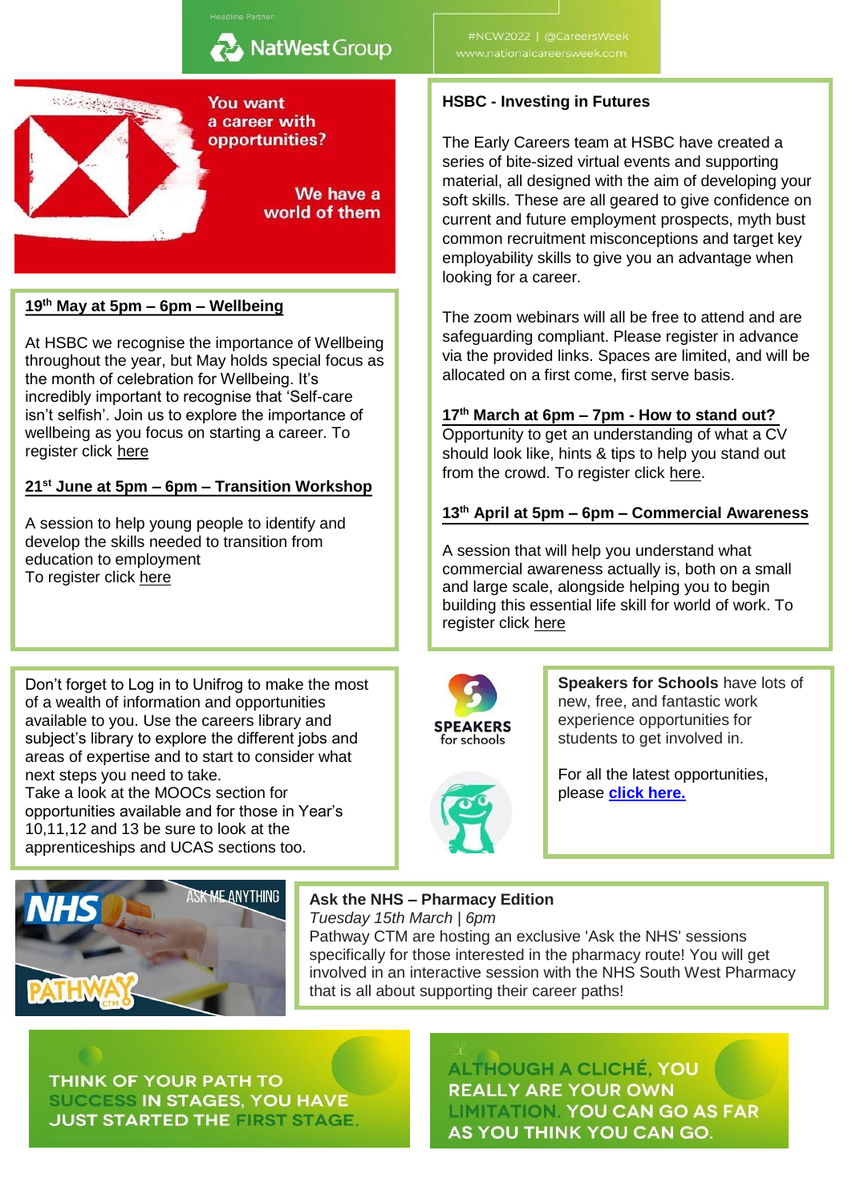Headline Partner: NatWest Group

#NCW2022 | @CareersWeek
www.nationalcareersweek.com

You want a career with opportunities?

We have a world of them

**19th May at 5pm – 6pm – Wellbeing**

At HSBC we recognise the importance of Wellbeing throughout the year, but May holds special focus as the month of celebration for Wellbeing. It's incredibly important to recognise that 'Self-care isn't selfish'. Join us to explore the importance of wellbeing as you focus on starting a career. To register click here

**21st June at 5pm – 6pm – Transition Workshop**

A session to help young people to identify and develop the skills needed to transition from education to employment
To register click here

## HSBC - Investing in Futures

The Early Careers team at HSBC have created a series of bite-sized virtual events and supporting material, all designed with the aim of developing your soft skills. These are all geared to give confidence on current and future employment prospects, myth bust common recruitment misconceptions and target key employability skills to give you an advantage when looking for a career.

The zoom webinars will all be free to attend and are safeguarding compliant. Please register in advance via the provided links. Spaces are limited, and will be allocated on a first come, first serve basis.

**17th March at 6pm – 7pm - How to stand out?**
Opportunity to get an understanding of what a CV should look like, hints & tips to help you stand out from the crowd. To register click here.

**13th April at 5pm – 6pm – Commercial Awareness**

A session that will help you understand what commercial awareness actually is, both on a small and large scale, alongside helping you to begin building this essential life skill for world of work. To register click here

Don't forget to Log in to Unifrog to make the most of a wealth of information and opportunities available to you. Use the careers library and subject's library to explore the different jobs and areas of expertise and to start to consider what next steps you need to take.
Take a look at the MOOCs section for opportunities available and for those in Year's 10,11,12 and 13 be sure to look at the apprenticeships and UCAS sections too.

SPEAKERS for schools

**Speakers for Schools** have lots of new, free, and fantastic work experience opportunities for students to get involved in.

For all the latest opportunities, please **click here.**

NHS ASK ME ANYTHING PATHWAY CTM

## Ask the NHS – Pharmacy Edition

*Tuesday 15th March | 6pm*
Pathway CTM are hosting an exclusive 'Ask the NHS' sessions specifically for those interested in the pharmacy route! You will get involved in an interactive session with the NHS South West Pharmacy that is all about supporting their career paths!

THINK OF YOUR PATH TO SUCCESS IN STAGES, YOU HAVE JUST STARTED THE FIRST STAGE.

ALTHOUGH A CLICHÉ, YOU REALLY ARE YOUR OWN LIMITATION. YOU CAN GO AS FAR AS YOU THINK YOU CAN GO.